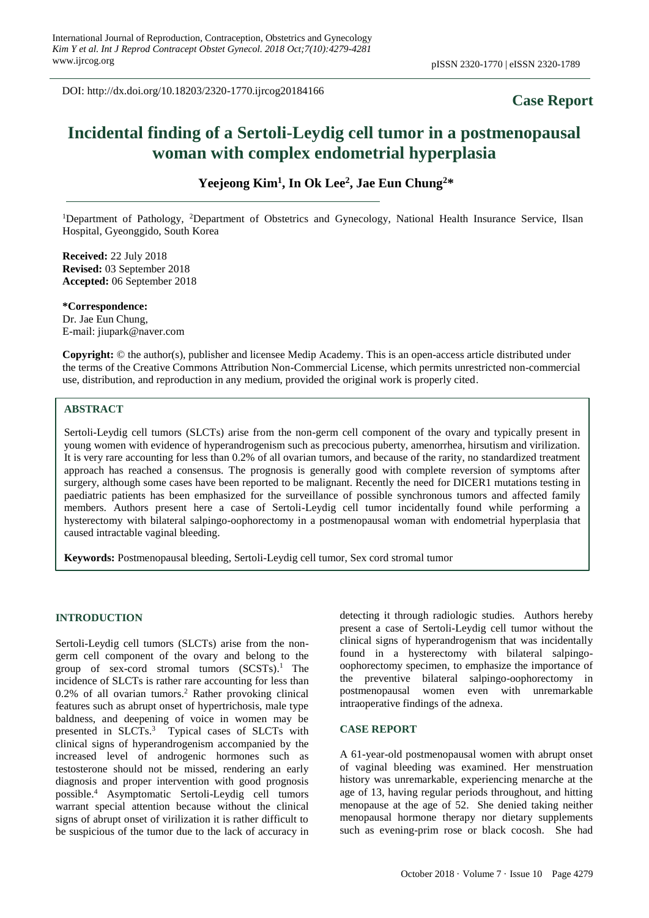DOI: http://dx.doi.org/10.18203/2320-1770.ijrcog20184166

**Case Report**

# Incidental finding of a Sertoli-Leydig cell tumor in a postmenopausal woman with complex endometrial hyperplasia

**Yeejeong Kim[1], In Ok Lee[2], Jae Eun Chung[2]***

[1]Department of Pathology, [2]Department of Obstetrics and Gynecology, National Health Insurance Service, Ilsan Hospital, Gyeonggido, South Korea

**Received:** 22 July 2018
**Revised:** 03 September 2018
**Accepted:** 06 September 2018

***Correspondence:**
Dr. Jae Eun Chung,
E-mail: jiupark@naver.com

**Copyright:** © the author(s), publisher and licensee Medip Academy. This is an open-access article distributed under the terms of the Creative Commons Attribution Non-Commercial License, which permits unrestricted non-commercial use, distribution, and reproduction in any medium, provided the original work is properly cited.

## ABSTRACT

Sertoli-Leydig cell tumors (SLCTs) arise from the non-germ cell component of the ovary and typically present in young women with evidence of hyperandrogenism such as precocious puberty, amenorrhea, hirsutism and virilization. It is very rare accounting for less than 0.2% of all ovarian tumors, and because of the rarity, no standardized treatment approach has reached a consensus. The prognosis is generally good with complete reversion of symptoms after surgery, although some cases have been reported to be malignant. Recently the need for DICER1 mutations testing in paediatric patients has been emphasized for the surveillance of possible synchronous tumors and affected family members. Authors present here a case of Sertoli-Leydig cell tumor incidentally found while performing a hysterectomy with bilateral salpingo-oophorectomy in a postmenopausal woman with endometrial hyperplasia that caused intractable vaginal bleeding.

**Keywords:** Postmenopausal bleeding, Sertoli-Leydig cell tumor, Sex cord stromal tumor

## INTRODUCTION

Sertoli-Leydig cell tumors (SLCTs) arise from the non-germ cell component of the ovary and belong to the group of sex-cord stromal tumors (SCSTs).[1] The incidence of SLCTs is rather rare accounting for less than 0.2% of all ovarian tumors.[2] Rather provoking clinical features such as abrupt onset of hypertrichosis, male type baldness, and deepening of voice in women may be presented in SLCTs.[3] Typical cases of SLCTs with clinical signs of hyperandrogenism accompanied by the increased level of androgenic hormones such as testosterone should not be missed, rendering an early diagnosis and proper intervention with good prognosis possible.[4] Asymptomatic Sertoli-Leydig cell tumors warrant special attention because without the clinical signs of abrupt onset of virilization it is rather difficult to be suspicious of the tumor due to the lack of accuracy in detecting it through radiologic studies. Authors hereby present a case of Sertoli-Leydig cell tumor without the clinical signs of hyperandrogenism that was incidentally found in a hysterectomy with bilateral salpingo-oophorectomy specimen, to emphasize the importance of the preventive bilateral salpingo-oophorectomy in postmenopausal women even with unremarkable intraoperative findings of the adnexa.

## CASE REPORT

A 61-year-old postmenopausal women with abrupt onset of vaginal bleeding was examined. Her menstruation history was unremarkable, experiencing menarche at the age of 13, having regular periods throughout, and hitting menopause at the age of 52. She denied taking neither menopausal hormone therapy nor dietary supplements such as evening-prim rose or black cocosh. She had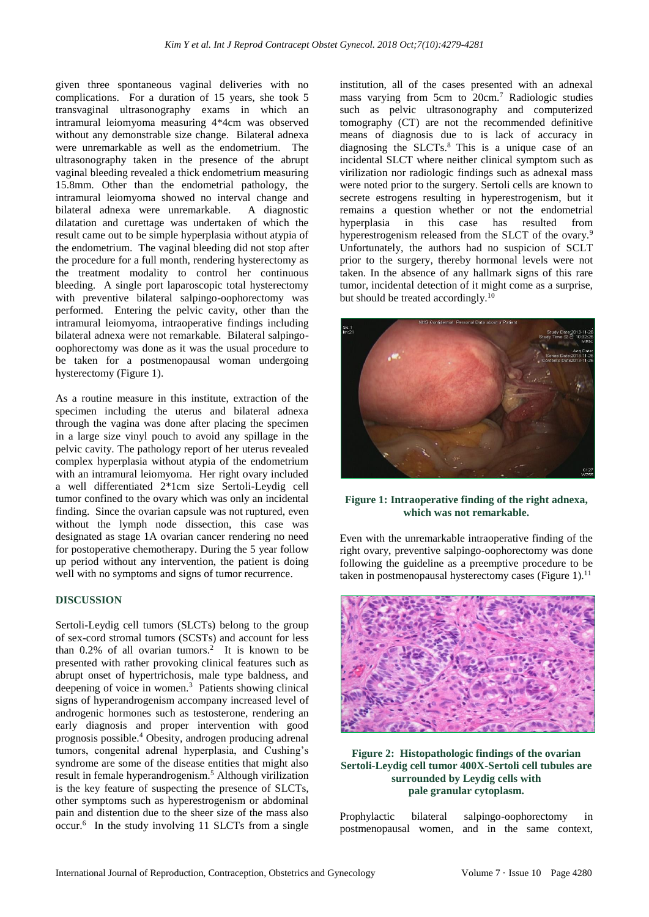given three spontaneous vaginal deliveries with no complications. For a duration of 15 years, she took 5 transvaginal ultrasonography exams in which an intramural leiomyoma measuring 4*4cm was observed without any demonstrable size change. Bilateral adnexa were unremarkable as well as the endometrium. The ultrasonography taken in the presence of the abrupt vaginal bleeding revealed a thick endometrium measuring 15.8mm. Other than the endometrial pathology, the intramural leiomyoma showed no interval change and bilateral adnexa were unremarkable. A diagnostic dilatation and curettage was undertaken of which the result came out to be simple hyperplasia without atypia of the endometrium. The vaginal bleeding did not stop after the procedure for a full month, rendering hysterectomy as the treatment modality to control her continuous bleeding. A single port laparoscopic total hysterectomy with preventive bilateral salpingo-oophorectomy was performed. Entering the pelvic cavity, other than the intramural leiomyoma, intraoperative findings including bilateral adnexa were not remarkable. Bilateral salpingo-oophorectomy was done as it was the usual procedure to be taken for a postmenopausal woman undergoing hysterectomy (Figure 1).

As a routine measure in this institute, extraction of the specimen including the uterus and bilateral adnexa through the vagina was done after placing the specimen in a large size vinyl pouch to avoid any spillage in the pelvic cavity. The pathology report of her uterus revealed complex hyperplasia without atypia of the endometrium with an intramural leiomyoma. Her right ovary included a well differentiated 2*1cm size Sertoli-Leydig cell tumor confined to the ovary which was only an incidental finding. Since the ovarian capsule was not ruptured, even without the lymph node dissection, this case was designated as stage 1A ovarian cancer rendering no need for postoperative chemotherapy. During the 5 year follow up period without any intervention, the patient is doing well with no symptoms and signs of tumor recurrence.

## DISCUSSION

Sertoli-Leydig cell tumors (SLCTs) belong to the group of sex-cord stromal tumors (SCSTs) and account for less than 0.2% of all ovarian tumors.[2] It is known to be presented with rather provoking clinical features such as abrupt onset of hypertrichosis, male type baldness, and deepening of voice in women.[3] Patients showing clinical signs of hyperandrogenism accompany increased level of androgenic hormones such as testosterone, rendering an early diagnosis and proper intervention with good prognosis possible.[4] Obesity, androgen producing adrenal tumors, congenital adrenal hyperplasia, and Cushing's syndrome are some of the disease entities that might also result in female hyperandrogenism.[5] Although virilization is the key feature of suspecting the presence of SLCTs, other symptoms such as hyperestrogenism or abdominal pain and distention due to the sheer size of the mass also occur.[6] In the study involving 11 SLCTs from a single institution, all of the cases presented with an adnexal mass varying from 5cm to 20cm.[7] Radiologic studies such as pelvic ultrasonography and computerized tomography (CT) are not the recommended definitive means of diagnosis due to is lack of accuracy in diagnosing the SLCTs.[8] This is a unique case of an incidental SLCT where neither clinical symptom such as virilization nor radiologic findings such as adnexal mass were noted prior to the surgery. Sertoli cells are known to secrete estrogens resulting in hyperestrogenism, but it remains a question whether or not the endometrial hyperplasia in this case has resulted from hyperestrogenism released from the SLCT of the ovary.[9] Unfortunately, the authors had no suspicion of SCLT prior to the surgery, thereby hormonal levels were not taken. In the absence of any hallmark signs of this rare tumor, incidental detection of it might come as a surprise, but should be treated accordingly.[10]

**Figure 1: Intraoperative finding of the right adnexa, which was not remarkable.**

Even with the unremarkable intraoperative finding of the right ovary, preventive salpingo-oophorectomy was done following the guideline as a preemptive procedure to be taken in postmenopausal hysterectomy cases (Figure 1).[11]

**Figure 2: Histopathologic findings of the ovarian Sertoli-Leydig cell tumor 400X-Sertoli cell tubules are surrounded by Leydig cells with pale granular cytoplasm.**

Prophylactic bilateral salpingo-oophorectomy in postmenopausal women, and in the same context,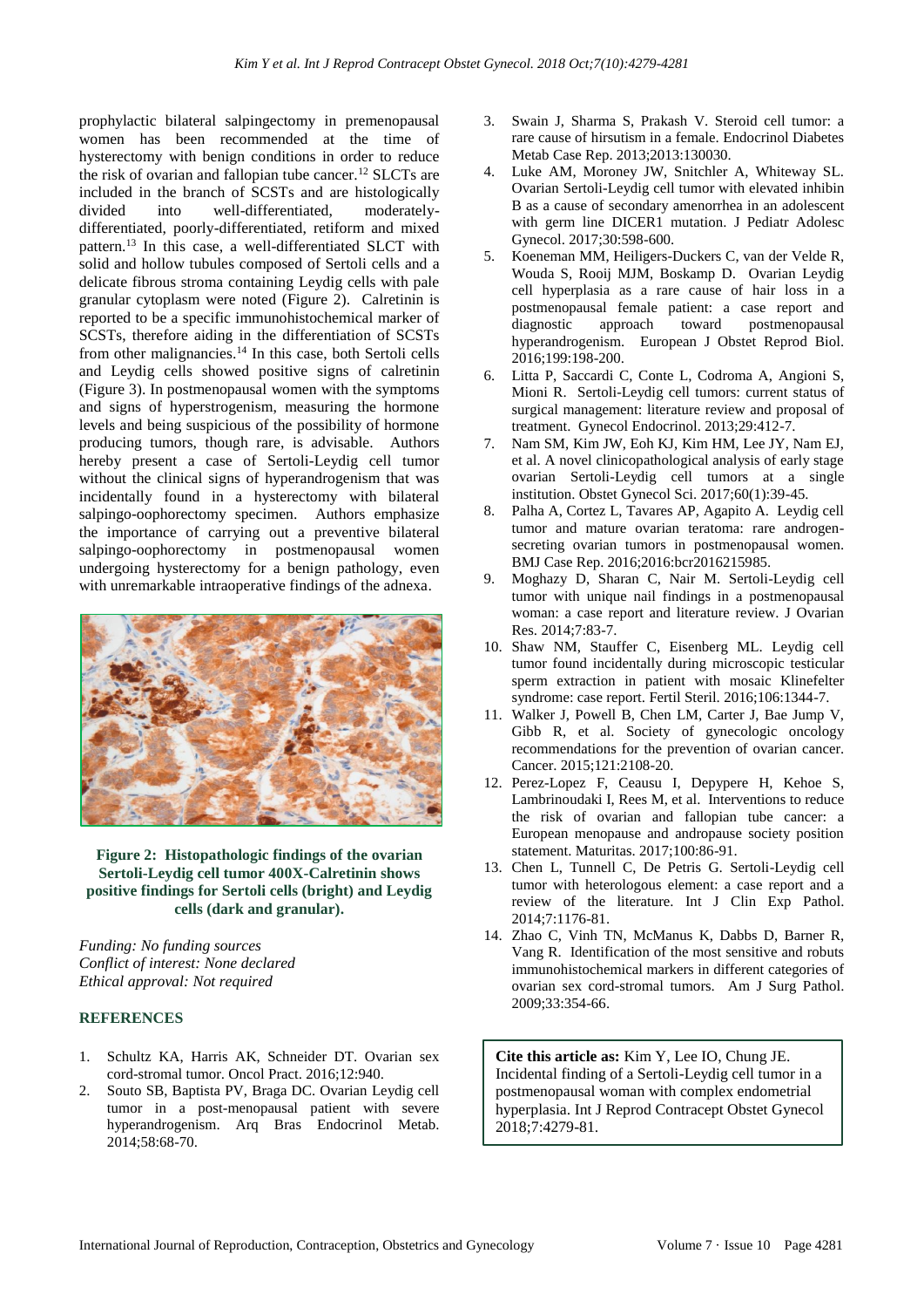prophylactic bilateral salpingectomy in premenopausal women has been recommended at the time of hysterectomy with benign conditions in order to reduce the risk of ovarian and fallopian tube cancer.[12] SLCTs are included in the branch of SCSTs and are histologically divided into well-differentiated, moderately-differentiated, poorly-differentiated, retiform and mixed pattern.[13] In this case, a well-differentiated SLCT with solid and hollow tubules composed of Sertoli cells and a delicate fibrous stroma containing Leydig cells with pale granular cytoplasm were noted (Figure 2). Calretinin is reported to be a specific immunohistochemical marker of SCSTs, therefore aiding in the differentiation of SCSTs from other malignancies.[14] In this case, both Sertoli cells and Leydig cells showed positive signs of calretinin (Figure 3). In postmenopausal women with the symptoms and signs of hyperstrogenism, measuring the hormone levels and being suspicious of the possibility of hormone producing tumors, though rare, is advisable. Authors hereby present a case of Sertoli-Leydig cell tumor without the clinical signs of hyperandrogenism that was incidentally found in a hysterectomy with bilateral salpingo-oophorectomy specimen. Authors emphasize the importance of carrying out a preventive bilateral salpingo-oophorectomy in postmenopausal women undergoing hysterectomy for a benign pathology, even with unremarkable intraoperative findings of the adnexa.

**Figure 2: Histopathologic findings of the ovarian Sertoli-Leydig cell tumor 400X-Calretinin shows positive findings for Sertoli cells (bright) and Leydig cells (dark and granular).**

*Funding: No funding sources*
*Conflict of interest: None declared*
*Ethical approval: Not required*

## REFERENCES

1. Schultz KA, Harris AK, Schneider DT. Ovarian sex cord-stromal tumor. Oncol Pract. 2016;12:940.
2. Souto SB, Baptista PV, Braga DC. Ovarian Leydig cell tumor in a post-menopausal patient with severe hyperandrogenism. Arq Bras Endocrinol Metab. 2014;58:68-70.
3. Swain J, Sharma S, Prakash V. Steroid cell tumor: a rare cause of hirsutism in a female. Endocrinol Diabetes Metab Case Rep. 2013;2013:130030.
4. Luke AM, Moroney JW, Snitchler A, Whiteway SL. Ovarian Sertoli-Leydig cell tumor with elevated inhibin B as a cause of secondary amenorrhea in an adolescent with germ line DICER1 mutation. J Pediatr Adolesc Gynecol. 2017;30:598-600.
5. Koeneman MM, Heiligers-Duckers C, van der Velde R, Wouda S, Rooij MJM, Boskamp D. Ovarian Leydig cell hyperplasia as a rare cause of hair loss in a postmenopausal female patient: a case report and diagnostic approach toward postmenopausal hyperandrogenism. European J Obstet Reprod Biol. 2016;199:198-200.
6. Litta P, Saccardi C, Conte L, Codroma A, Angioni S, Mioni R. Sertoli-Leydig cell tumors: current status of surgical management: literature review and proposal of treatment. Gynecol Endocrinol. 2013;29:412-7.
7. Nam SM, Kim JW, Eoh KJ, Kim HM, Lee JY, Nam EJ, et al. A novel clinicopathological analysis of early stage ovarian Sertoli-Leydig cell tumors at a single institution. Obstet Gynecol Sci. 2017;60(1):39-45.
8. Palha A, Cortez L, Tavares AP, Agapito A. Leydig cell tumor and mature ovarian teratoma: rare androgen-secreting ovarian tumors in postmenopausal women. BMJ Case Rep. 2016;2016:bcr2016215985.
9. Moghazy D, Sharan C, Nair M. Sertoli-Leydig cell tumor with unique nail findings in a postmenopausal woman: a case report and literature review. J Ovarian Res. 2014;7:83-7.
10. Shaw NM, Stauffer C, Eisenberg ML. Leydig cell tumor found incidentally during microscopic testicular sperm extraction in patient with mosaic Klinefelter syndrome: case report. Fertil Steril. 2016;106:1344-7.
11. Walker J, Powell B, Chen LM, Carter J, Bae Jump V, Gibb R, et al. Society of gynecologic oncology recommendations for the prevention of ovarian cancer. Cancer. 2015;121:2108-20.
12. Perez-Lopez F, Ceausu I, Depypere H, Kehoe S, Lambrinoudaki I, Rees M, et al. Interventions to reduce the risk of ovarian and fallopian tube cancer: a European menopause and andropause society position statement. Maturitas. 2017;100:86-91.
13. Chen L, Tunnell C, De Petris G. Sertoli-Leydig cell tumor with heterologous element: a case report and a review of the literature. Int J Clin Exp Pathol. 2014;7:1176-81.
14. Zhao C, Vinh TN, McManus K, Dabbs D, Barner R, Vang R. Identification of the most sensitive and robust immunohistochemical markers in different categories of ovarian sex cord-stromal tumors. Am J Surg Pathol. 2009;33:354-66.

**Cite this article as:** Kim Y, Lee IO, Chung JE. Incidental finding of a Sertoli-Leydig cell tumor in a postmenopausal woman with complex endometrial hyperplasia. Int J Reprod Contracept Obstet Gynecol 2018;7:4279-81.